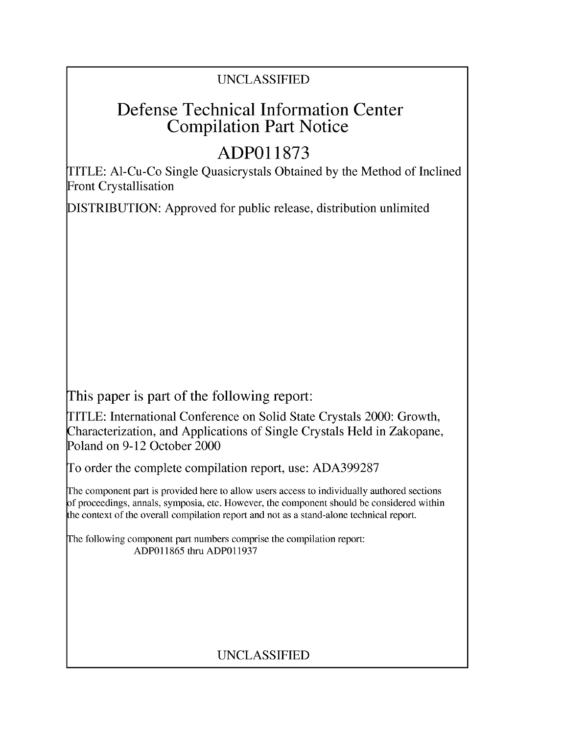UNCLASSIFIED

# Defense Technical Information Center Compilation Part Notice

# ADP011873

TITLE: Al-Cu-Co Single Quasicrystals Obtained by the Method of Inclined Front Crystallisation

DISTRIBUTION: Approved for public release, distribution unlimited

This paper is part of the following report:

TITLE: International Conference on Solid State Crystals 2000: Growth, Characterization, and Applications of Single Crystals Held in Zakopane, Poland on 9-12 October 2000

To order the complete compilation report, use: ADA399287

The component part is provided here to allow users access to individually authored sections of proceedings, annals, symposia, etc. However, the component should be considered within the context of the overall compilation report and not as a stand-alone technical report.

The following component part numbers comprise the compilation report:
ADP011865 thru ADP011937

UNCLASSIFIED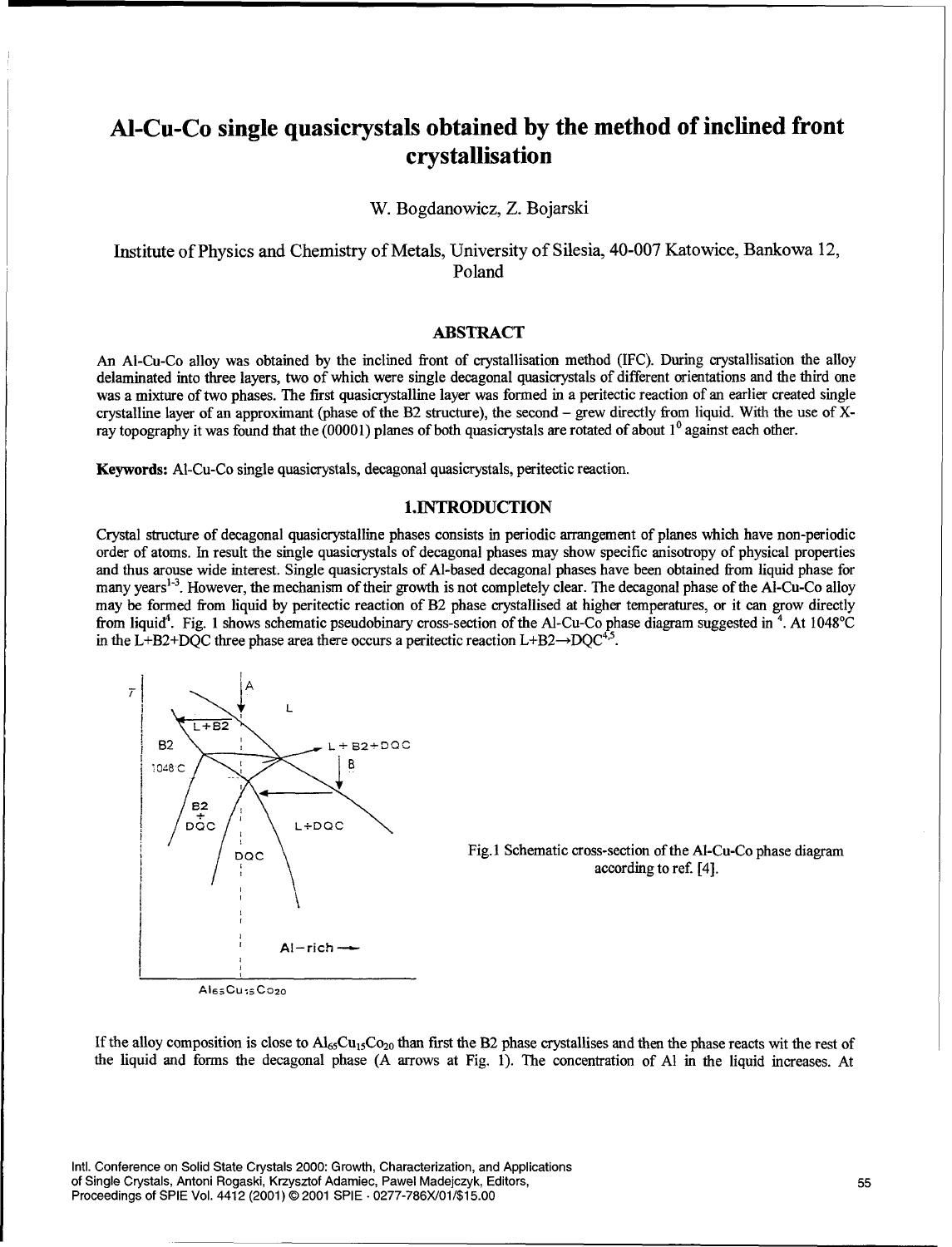# Al-Cu-Co single quasicrystals obtained by the method of inclined front crystallisation

W. Bogdanowicz, Z. Bojarski

Institute of Physics and Chemistry of Metals, University of Silesia, 40-007 Katowice, Bankowa 12, Poland

## ABSTRACT

An Al-Cu-Co alloy was obtained by the inclined front of crystallisation method (IFC). During crystallisation the alloy delaminated into three layers, two of which were single decagonal quasicrystals of different orientations and the third one was a mixture of two phases. The first quasicrystalline layer was formed in a peritectic reaction of an earlier created single crystalline layer of an approximant (phase of the B2 structure), the second – grew directly from liquid. With the use of X-ray topography it was found that the (00001) planes of both quasicrystals are rotated of about $1^0$ against each other.

**Keywords:** Al-Cu-Co single quasicrystals, decagonal quasicrystals, peritectic reaction.

## 1. INTRODUCTION

Crystal structure of decagonal quasicrystalline phases consists in periodic arrangement of planes which have non-periodic order of atoms. In result the single quasicrystals of decagonal phases may show specific anisotropy of physical properties and thus arouse wide interest. Single quasicrystals of Al-based decagonal phases have been obtained from liquid phase for many years[1-3]. However, the mechanism of their growth is not completely clear. The decagonal phase of the Al-Cu-Co alloy may be formed from liquid by peritectic reaction of B2 phase crystallised at higher temperatures, or it can grow directly from liquid[4]. Fig. 1 shows schematic pseudobinary cross-section of the Al-Cu-Co phase diagram suggested in [4]. At 1048°C in the L+B2+DQC three phase area there occurs a peritectic reaction L+B2→DQC[4,5].

Fig.1 Schematic cross-section of the Al-Cu-Co phase diagram according to ref. [4].

If the alloy composition is close to $Al_{65}Cu_{15}Co_{20}$ than first the B2 phase crystallises and then the phase reacts wit the rest of the liquid and forms the decagonal phase (A arrows at Fig. 1). The concentration of Al in the liquid increases. At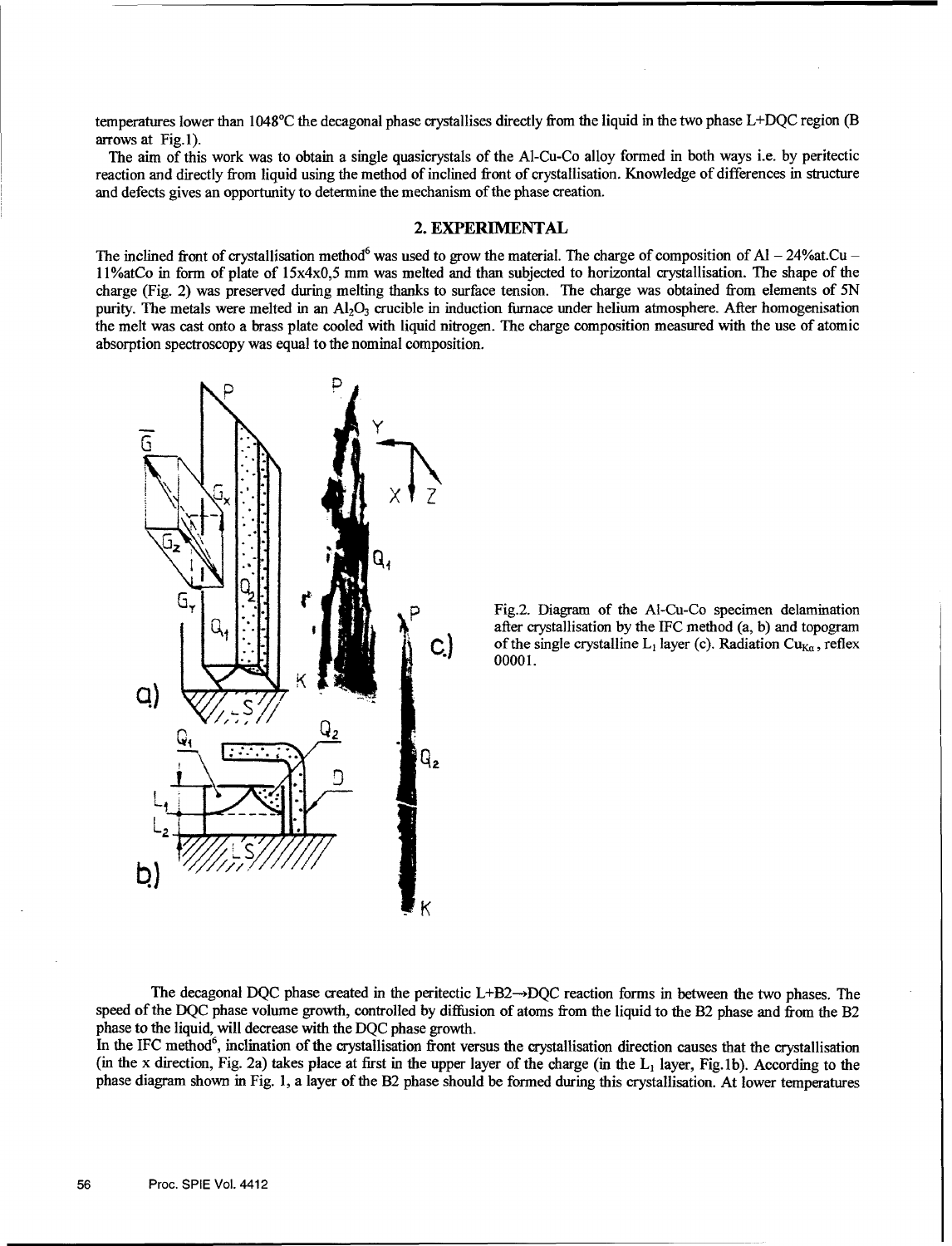temperatures lower than 1048°C the decagonal phase crystallises directly from the liquid in the two phase L+DQC region (B arrows at Fig.1).

The aim of this work was to obtain a single quasicrystals of the Al-Cu-Co alloy formed in both ways i.e. by peritectic reaction and directly from liquid using the method of inclined front of crystallisation. Knowledge of differences in structure and defects gives an opportunity to determine the mechanism of the phase creation.

## 2. EXPERIMENTAL

The inclined front of crystallisation method[6] was used to grow the material. The charge of composition of Al – 24%at.Cu – 11%atCo in form of plate of 15x4x0,5 mm was melted and than subjected to horizontal crystallisation. The shape of the charge (Fig. 2) was preserved during melting thanks to surface tension. The charge was obtained from elements of 5N purity. The metals were melted in an $Al_2O_3$ crucible in induction furnace under helium atmosphere. After homogenisation the melt was cast onto a brass plate cooled with liquid nitrogen. The charge composition measured with the use of atomic absorption spectroscopy was equal to the nominal composition.

Fig.2. Diagram of the Al-Cu-Co specimen delamination after crystallisation by the IFC method (a, b) and topogram of the single crystalline $L_1$ layer (c). Radiation $Cu_{K\alpha}$, reflex 00001.

The decagonal DQC phase created in the peritectic L+B2→DQC reaction forms in between the two phases. The speed of the DQC phase volume growth, controlled by diffusion of atoms from the liquid to the B2 phase and from the B2 phase to the liquid, will decrease with the DQC phase growth.

In the IFC method[6], inclination of the crystallisation front versus the crystallisation direction causes that the crystallisation (in the x direction, Fig. 2a) takes place at first in the upper layer of the charge (in the $L_1$ layer, Fig.1b). According to the phase diagram shown in Fig. 1, a layer of the B2 phase should be formed during this crystallisation. At lower temperatures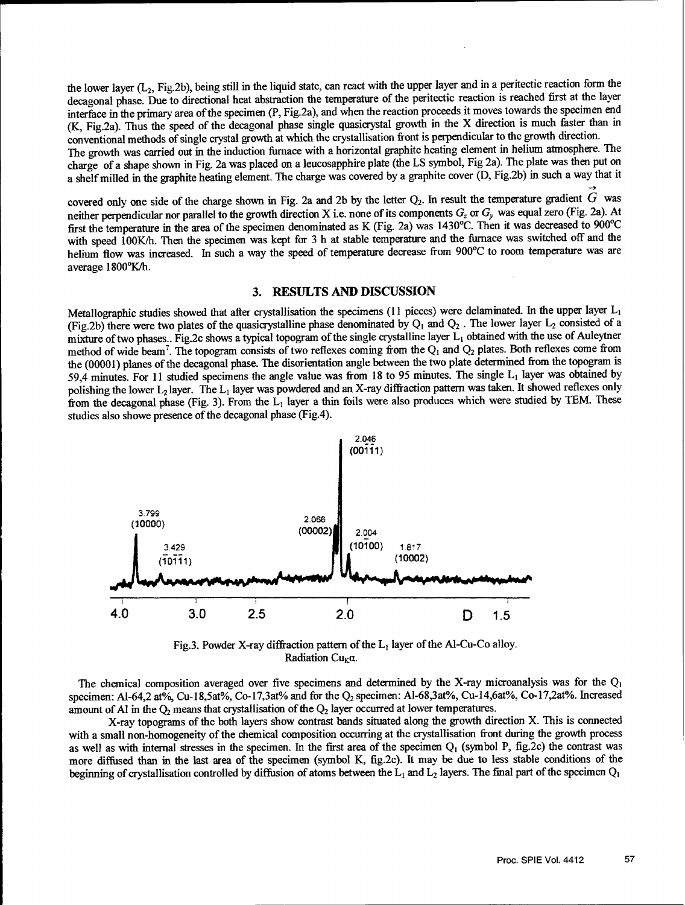the lower layer ($L_2$, Fig.2b), being still in the liquid state, can react with the upper layer and in a peritectic reaction form the decagonal phase. Due to directional heat abstraction the temperature of the peritectic reaction is reached first at the layer interface in the primary area of the specimen (P, Fig.2a), and when the reaction proceeds it moves towards the specimen end (K, Fig.2a). Thus the speed of the decagonal phase single quasicrystal growth in the X direction is much faster than in conventional methods of single crystal growth at which the crystallisation front is perpendicular to the growth direction.

The growth was carried out in the induction furnace with a horizontal graphite heating element in helium atmosphere. The charge of a shape shown in Fig. 2a was placed on a leucosapphire plate (the LS symbol, Fig 2a). The plate was then put on a shelf milled in the graphite heating element. The charge was covered by a graphite cover (D, Fig.2b) in such a way that it covered only one side of the charge shown in Fig. 2a and 2b by the letter $Q_2$. In result the temperature gradient $\vec{G}$ was neither perpendicular nor parallel to the growth direction X i.e. none of its components $G_z$ or $G_y$ was equal zero (Fig. 2a). At first the temperature in the area of the specimen denominated as K (Fig. 2a) was 1430°C. Then it was decreased to 900°C with speed 100K/h. Then the specimen was kept for 3 h at stable temperature and the furnace was switched off and the helium flow was increased. In such a way the speed of temperature decrease from 900°C to room temperature was are average 1800°K/h.

## 3. RESULTS AND DISCUSSION

Metallographic studies showed that after crystallisation the specimens (11 pieces) were delaminated. In the upper layer $L_1$ (Fig.2b) there were two plates of the quasicrystalline phase denominated by $Q_1$ and $Q_2$ . The lower layer $L_2$ consisted of a mixture of two phases.. Fig.2c shows a typical topogram of the single crystalline layer $L_1$ obtained with the use of Auleytner method of wide beam[7]. The topogram consists of two reflexes coming from the $Q_1$ and $Q_2$ plates. Both reflexes come from the (00001) planes of the decagonal phase. The disorientation angle between the two plate determined from the topogram is 59,4 minutes. For 11 studied specimens the angle value was from 18 to 95 minutes. The single $L_1$ layer was obtained by polishing the lower $L_2$ layer. The $L_1$ layer was powdered and an X-ray diffraction pattern was taken. It showed reflexes only from the decagonal phase (Fig. 3). From the $L_1$ layer a thin foils were also produces which were studied by TEM. These studies also showe presence of the decagonal phase (Fig.4).

Fig.3. Powder X-ray diffraction pattern of the $L_1$ layer of the Al-Cu-Co alloy. Radiation $Cu_{K}\alpha$.

The chemical composition averaged over five specimens and determined by the X-ray microanalysis was for the $Q_1$ specimen: Al-64,2 at%, Cu-18,5at%, Co-17,3at% and for the $Q_2$ specimen: Al-68,3at%, Cu-14,6at%, Co-17,2at%. Increased amount of Al in the $Q_2$ means that crystallisation of the $Q_2$ layer occurred at lower temperatures.

X-ray topograms of the both layers show contrast bands situated along the growth direction X. This is connected with a small non-homogeneity of the chemical composition occurring at the crystallisation front during the growth process as well as with internal stresses in the specimen. In the first area of the specimen $Q_1$ (symbol P, fig.2c) the contrast was more diffused than in the last area of the specimen (symbol K, fig.2c). It may be due to less stable conditions of the beginning of crystallisation controlled by diffusion of atoms between the $L_1$ and $L_2$ layers. The final part of the specimen $Q_1$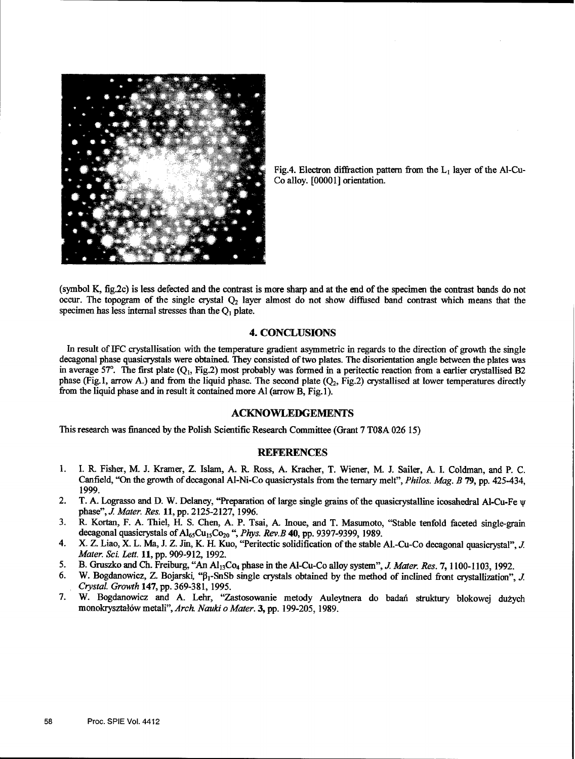Fig.4. Electron diffraction pattern from the $L_1$ layer of the Al-Cu-Co alloy. [00001] orientation.

(symbol K, fig.2c) is less defected and the contrast is more sharp and at the end of the specimen the contrast bands do not occur. The topogram of the single crystal $Q_2$ layer almost do not show diffused band contrast which means that the specimen has less internal stresses than the $Q_1$ plate.

## 4. CONCLUSIONS

In result of IFC crystallisation with the temperature gradient asymmetric in regards to the direction of growth the single decagonal phase quasicrystals were obtained. They consisted of two plates. The disorientation angle between the plates was in average 57°. The first plate ($Q_1$, Fig.2) most probably was formed in a peritectic reaction from a earlier crystallised B2 phase (Fig.1, arrow A.) and from the liquid phase. The second plate ($Q_2$, Fig.2) crystallised at lower temperatures directly from the liquid phase and in result it contained more Al (arrow B, Fig.1).

## ACKNOWLEDGEMENTS

This research was financed by the Polish Scientific Research Committee (Grant 7 T08A 026 15)

## REFERENCES

1. I. R. Fisher, M. J. Kramer, Z. Islam, A. R. Ross, A. Kracher, T. Wiener, M. J. Sailer, A. I. Coldman, and P. C. Canfield, "On the growth of decagonal Al-Ni-Co quasicrystals from the ternary melt", *Philos. Mag. B* **79**, pp. 425-434, 1999.
2. T. A. Lograsso and D. W. Delaney, "Preparation of large single grains of the quasicrystalline icosahedral Al-Cu-Fe $\psi$ phase", *J. Mater. Res.* **11**, pp. 2125-2127, 1996.
3. R. Kortan, F. A. Thiel, H. S. Chen, A. P. Tsai, A. Inoue, and T. Masumoto, "Stable tenfold faceted single-grain decagonal quasicrystals of $Al_{65}Cu_{15}Co_{20}$ ", *Phys. Rev.B* **40**, pp. 9397-9399, 1989.
4. X. Z. Liao, X. L. Ma, J. Z. Jin, K. H. Kuo, "Peritectic solidification of the stable Al.-Cu-Co decagonal quasicrystal", *J. Mater. Sci. Lett.* **11**, pp. 909-912, 1992.
5. B. Gruszko and Ch. Freiburg, "An $Al_{13}Co_4$ phase in the Al-Cu-Co alloy system", *J. Mater. Res.* **7**, 1100-1103, 1992.
6. W. Bogdanowicz, Z. Bojarski, "$\beta_1$-SnSb single crystals obtained by the method of inclined front crystallization", *J. Crystal. Growth* **147**, pp. 369-381, 1995.
7. W. Bogdanowicz and A. Lehr, "Zastosowanie metody Auleytnera do badań struktury blokowej dużych monokryształów metali", *Arch. Nauki o Mater.* **3**, pp. 199-205, 1989.